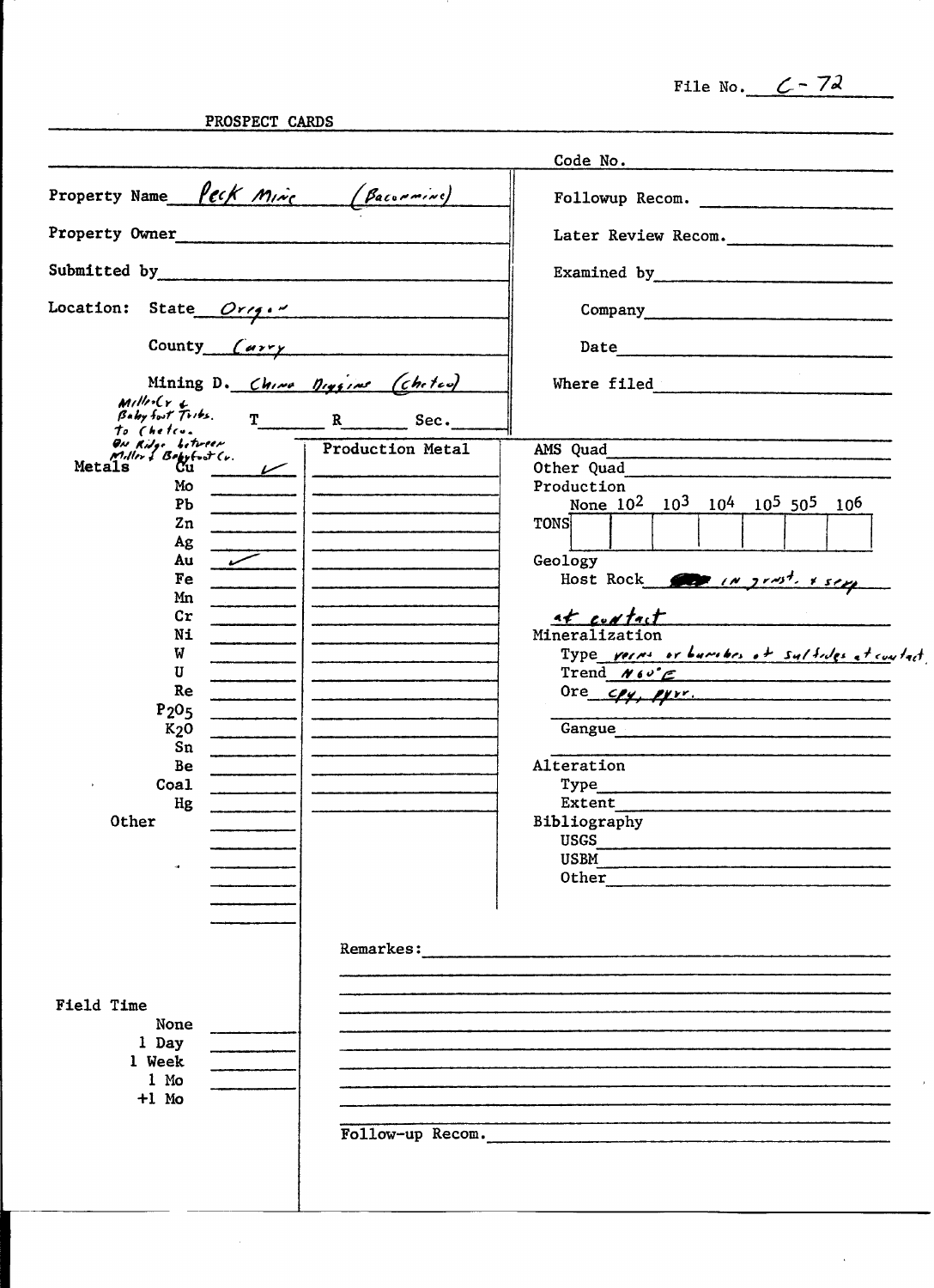File No. C-72

PROSPECT CARDS

| | |
|---|---|
| Property Name: Peck Mine (Bacon mine) | Code No. |
| Property Owner: | Followup Recom. |
| Submitted by: | Later Review Recom. |
| Location: State: Oregon | Examined by: |
| County: Curry | Company: |
| Mining D.: Chino Diggins (Chetco) | Date: |
| Miller Cr & Baby foot Tribs. to Chetco. On Ridge between Miller & Babyfoot Cr. T R Sec. | Where filed: |

| Metals | | Production Metal |
|---|---|---|
| Cu | ✓ | |
| Mo | | |
| Pb | | |
| Zn | | |
| Ag | | |
| Au | ✓ | |
| Fe | | |
| Mn | | |
| Cr | | |
| Ni | | |
| W | | |
| U | | |
| Re | | |
| $P_2O_5$ | | |
| $K_2O$ | | |
| Sn | | |
| Be | | |
| Coal | | |
| Hg | | |
| Other | | |

AMS Quad:

Other Quad:

Production

| None | $10^2$ | $10^3$ | $10^4$ | $10^5$ | $50^5$ | $10^6$ |
|---|---|---|---|---|---|---|
| TONS | | | | | | |

Geology

Host Rock: in grnst. & serp at contact

Mineralization

Type: veins or bunches of sulfides at contact

Trend: N60°E

Ore: cpy, pyrr.

Gangue:

Alteration

Type:

Extent:

Bibliography

USGS:

USBM:

Other:

Field Time

- None
- 1 Day
- 1 Week
- 1 Mo
- +1 Mo

Remarkes:

Follow-up Recom.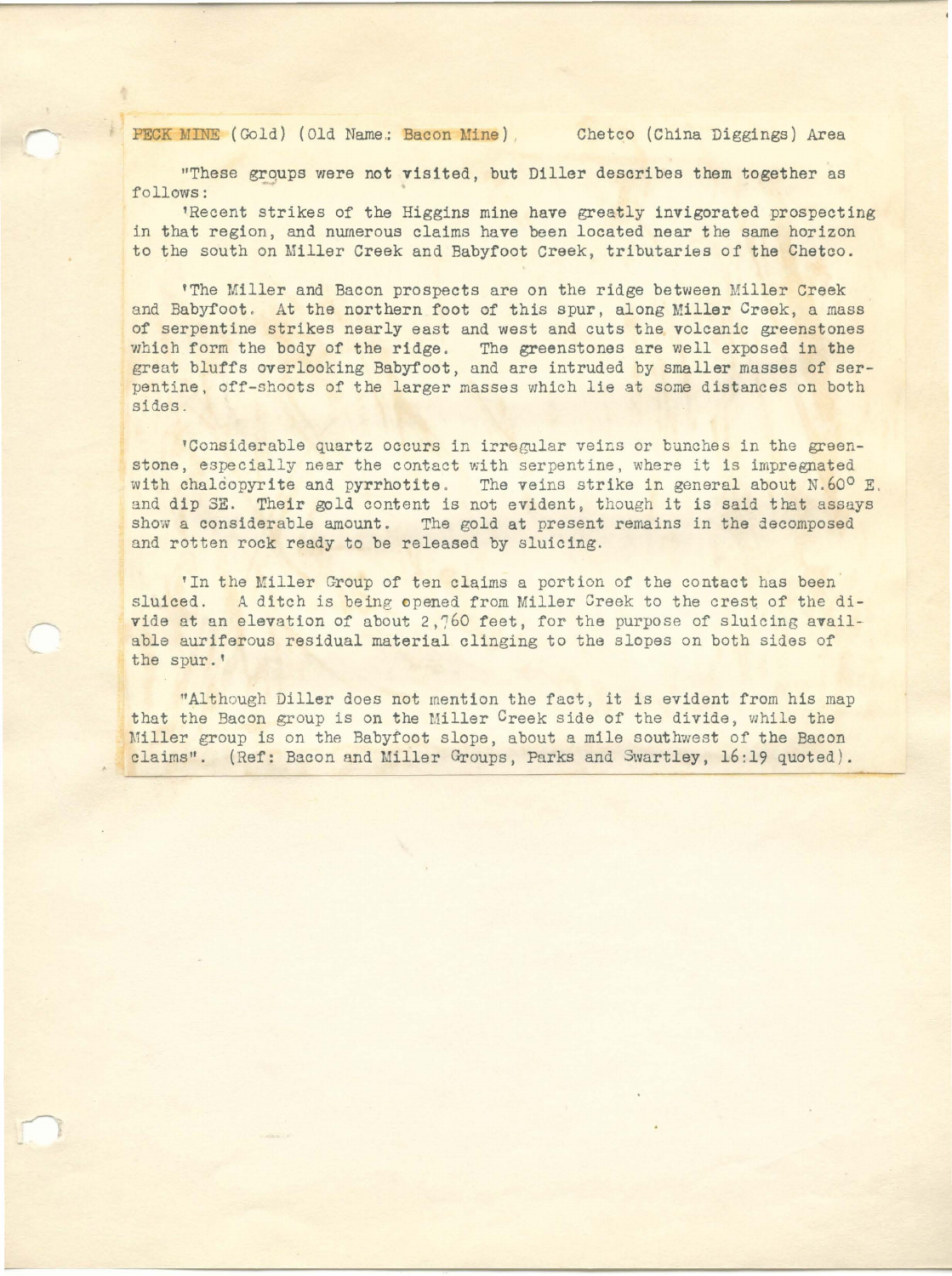PECK MINE (Gold) (Old Name: Bacon Mine)    Chetco (China Diggings) Area

"These groups were not visited, but Diller describes them together as follows:

'Recent strikes of the Higgins mine have greatly invigorated prospecting in that region, and numerous claims have been located near the same horizon to the south on Miller Creek and Babyfoot Creek, tributaries of the Chetco.

'The Miller and Bacon prospects are on the ridge between Miller Creek and Babyfoot. At the northern foot of this spur, along Miller Creek, a mass of serpentine strikes nearly east and west and cuts the volcanic greenstones which form the body of the ridge. The greenstones are well exposed in the great bluffs overlooking Babyfoot, and are intruded by smaller masses of serpentine, off-shoots of the larger masses which lie at some distances on both sides.

'Considerable quartz occurs in irregular veins or bunches in the greenstone, especially near the contact with serpentine, where it is impregnated with chalcopyrite and pyrrhotite. The veins strike in general about N.60° E. and dip SE. Their gold content is not evident, though it is said that assays show a considerable amount. The gold at present remains in the decomposed and rotten rock ready to be released by sluicing.

'In the Miller Group of ten claims a portion of the contact has been sluiced. A ditch is being opened from Miller Creek to the crest of the divide at an elevation of about 2,760 feet, for the purpose of sluicing available auriferous residual material clinging to the slopes on both sides of the spur.'

"Although Diller does not mention the fact, it is evident from his map that the Bacon group is on the Miller Creek side of the divide, while the Miller group is on the Babyfoot slope, about a mile southwest of the Bacon claims". (Ref: Bacon and Miller Groups, Parks and Swartley, 16:19 quoted).